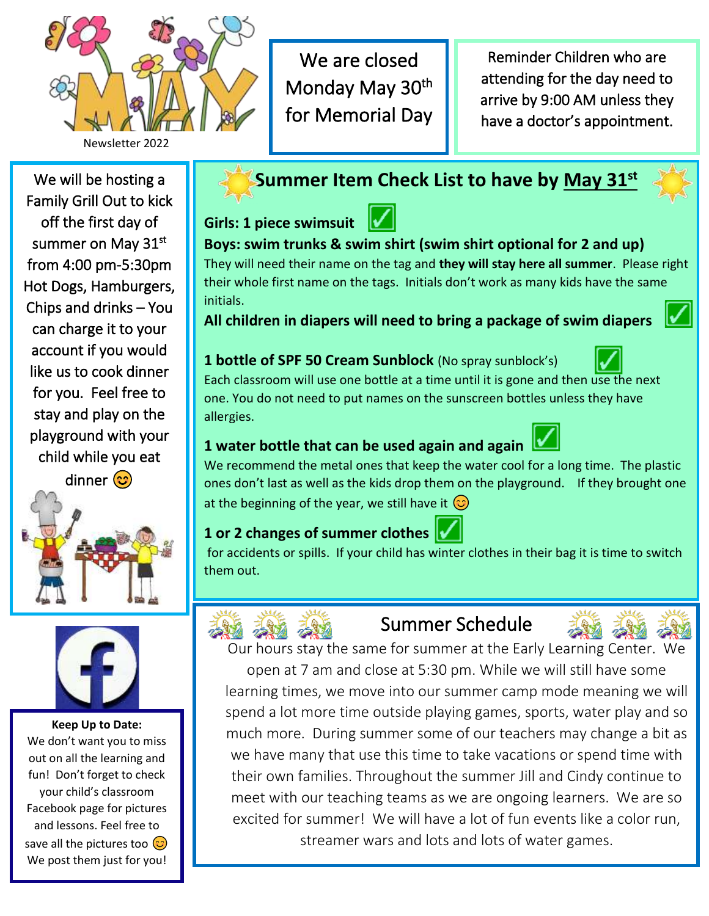# MAY

Newsletter 2022

We are closed Monday May 30th for Memorial Day

Reminder Children who are attending for the day need to arrive by 9:00 AM unless they have a doctor's appointment.

We will be hosting a Family Grill Out to kick off the first day of summer on May 31st from 4:00 pm-5:30pm Hot Dogs, Hamburgers, Chips and drinks – You can charge it to your account if you would like us to cook dinner for you. Feel free to stay and play on the playground with your child while you eat dinner 😊

## Summer Item Check List to have by May 31st

**Girls: 1 piece swimsuit** ☑

**Boys: swim trunks & swim shirt (swim shirt optional for 2 and up)**

They will need their name on the tag and **they will stay here all summer**. Please right their whole first name on the tags. Initials don't work as many kids have the same initials.

**All children in diapers will need to bring a package of swim diapers** ☑

**1 bottle of SPF 50 Cream Sunblock** (No spray sunblock's) ☑

Each classroom will use one bottle at a time until it is gone and then use the next one. You do not need to put names on the sunscreen bottles unless they have allergies.

**1 water bottle that can be used again and again** ☑

We recommend the metal ones that keep the water cool for a long time. The plastic ones don't last as well as the kids drop them on the playground. If they brought one at the beginning of the year, we still have it 😊

**1 or 2 changes of summer clothes** ☑

for accidents or spills. If your child has winter clothes in their bag it is time to switch them out.

## Summer Schedule

Our hours stay the same for summer at the Early Learning Center. We open at 7 am and close at 5:30 pm. While we will still have some learning times, we move into our summer camp mode meaning we will spend a lot more time outside playing games, sports, water play and so much more. During summer some of our teachers may change a bit as we have many that use this time to take vacations or spend time with their own families. Throughout the summer Jill and Cindy continue to meet with our teaching teams as we are ongoing learners. We are so excited for summer! We will have a lot of fun events like a color run, streamer wars and lots and lots of water games.

**Keep Up to Date:**

We don't want you to miss out on all the learning and fun! Don't forget to check your child's classroom Facebook page for pictures and lessons. Feel free to save all the pictures too 😊 We post them just for you!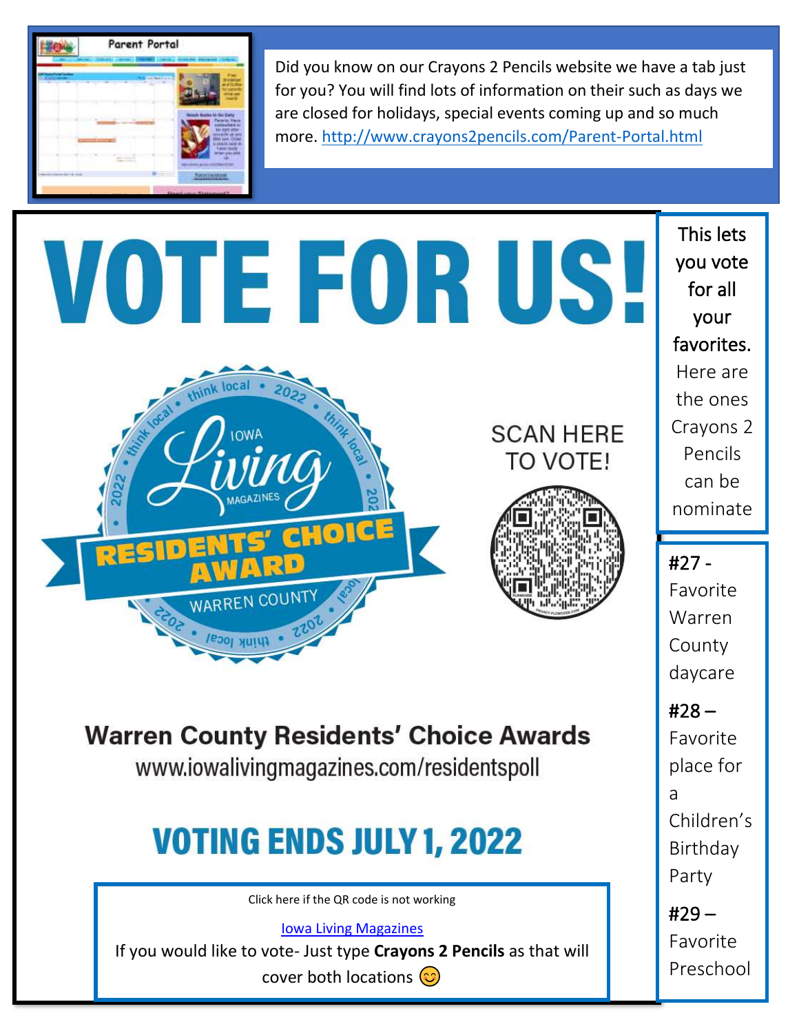Did you know on our Crayons 2 Pencils website we have a tab just for you? You will find lots of information on their such as days we are closed for holidays, special events coming up and so much more. http://www.crayons2pencils.com/Parent-Portal.html

# VOTE FOR US!

think local • 2022 • IOWA Living MAGAZINES RESIDENTS' CHOICE AWARD WARREN COUNTY

SCAN HERE TO VOTE!

## Warren County Residents' Choice Awards

www.iowalivingmagazines.com/residentspoll

## VOTING ENDS JULY 1, 2022

Click here if the QR code is not working

[Iowa Living Magazines]

If you would like to vote- Just type **Crayons 2 Pencils** as that will cover both locations 😊

This lets you vote for all your favorites. Here are the ones Crayons 2 Pencils can be nominate

#27 - Favorite Warren County daycare

#28 – Favorite place for a Children's Birthday Party

#29 – Favorite Preschool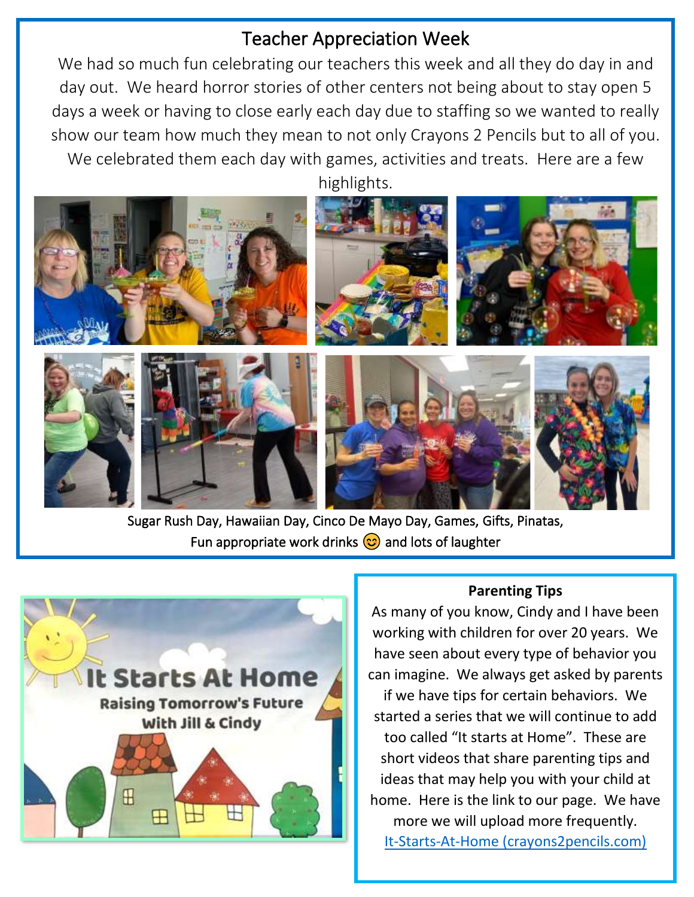## Teacher Appreciation Week

We had so much fun celebrating our teachers this week and all they do day in and day out. We heard horror stories of other centers not being about to stay open 5 days a week or having to close early each day due to staffing so we wanted to really show our team how much they mean to not only Crayons 2 Pencils but to all of you. We celebrated them each day with games, activities and treats. Here are a few highlights.

Sugar Rush Day, Hawaiian Day, Cinco De Mayo Day, Games, Gifts, Pinatas, Fun appropriate work drinks 😊 and lots of laughter

It Starts At Home
Raising Tomorrow's Future
With Jill & Cindy

**Parenting Tips**

As many of you know, Cindy and I have been working with children for over 20 years. We have seen about every type of behavior you can imagine. We always get asked by parents if we have tips for certain behaviors. We started a series that we will continue to add too called "It starts at Home". These are short videos that share parenting tips and ideas that may help you with your child at home. Here is the link to our page. We have more we will upload more frequently.

It-Starts-At-Home (crayons2pencils.com)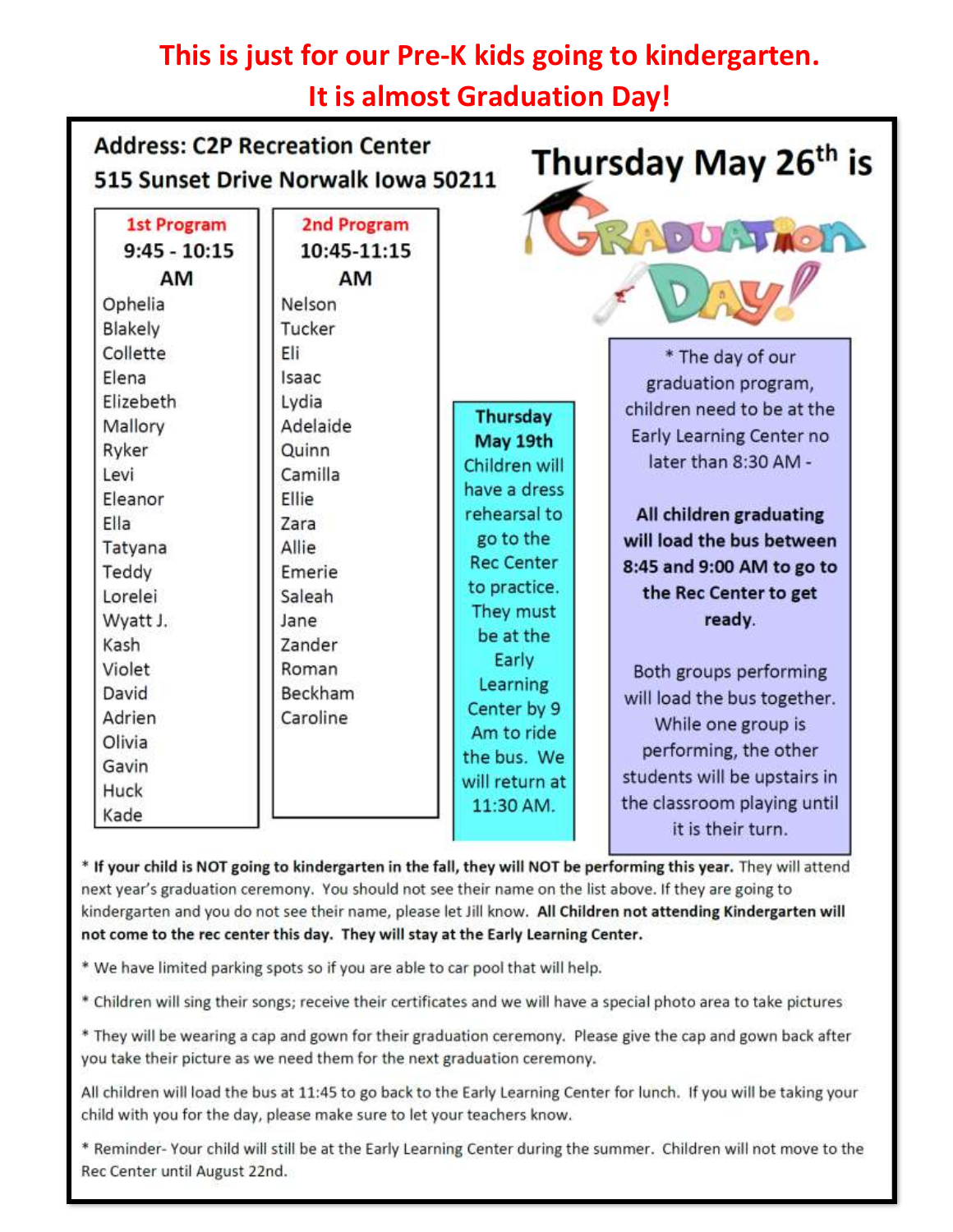**This is just for our Pre-K kids going to kindergarten.**
**It is almost Graduation Day!**

**Address: C2P Recreation Center**
**515 Sunset Drive Norwalk Iowa 50211**

# Thursday May 26th is Graduation Day!

| 1st Program 9:45 - 10:15 AM | 2nd Program 10:45-11:15 AM |
|---|---|
| Ophelia | Nelson |
| Blakely | Tucker |
| Collette | Eli |
| Elena | Isaac |
| Elizebeth | Lydia |
| Mallory | Adelaide |
| Ryker | Quinn |
| Levi | Camilla |
| Eleanor | Ellie |
| Ella | Zara |
| Tatyana | Allie |
| Teddy | Emerie |
| Lorelei | Saleah |
| Wyatt J. | Jane |
| Kash | Zander |
| Violet | Roman |
| David | Beckham |
| Adrien | Caroline |
| Olivia | |
| Gavin | |
| Huck | |
| Kade | |

**Thursday May 19th** Children will have a dress rehearsal to go to the Rec Center to practice. They must be at the Early Learning Center by 9 Am to ride the bus. We will return at 11:30 AM.

* The day of our graduation program, children need to be at the Early Learning Center no later than 8:30 AM -

**All children graduating will load the bus between 8:45 and 9:00 AM to go to the Rec Center to get ready.**

Both groups performing will load the bus together. While one group is performing, the other students will be upstairs in the classroom playing until it is their turn.

* **If your child is NOT going to kindergarten in the fall, they will NOT be performing this year.** They will attend next year's graduation ceremony. You should not see their name on the list above. If they are going to kindergarten and you do not see their name, please let Jill know. **All Children not attending Kindergarten will not come to the rec center this day. They will stay at the Early Learning Center.**

* We have limited parking spots so if you are able to car pool that will help.

* Children will sing their songs; receive their certificates and we will have a special photo area to take pictures

* They will be wearing a cap and gown for their graduation ceremony. Please give the cap and gown back after you take their picture as we need them for the next graduation ceremony.

All children will load the bus at 11:45 to go back to the Early Learning Center for lunch. If you will be taking your child with you for the day, please make sure to let your teachers know.

* Reminder- Your child will still be at the Early Learning Center during the summer. Children will not move to the Rec Center until August 22nd.